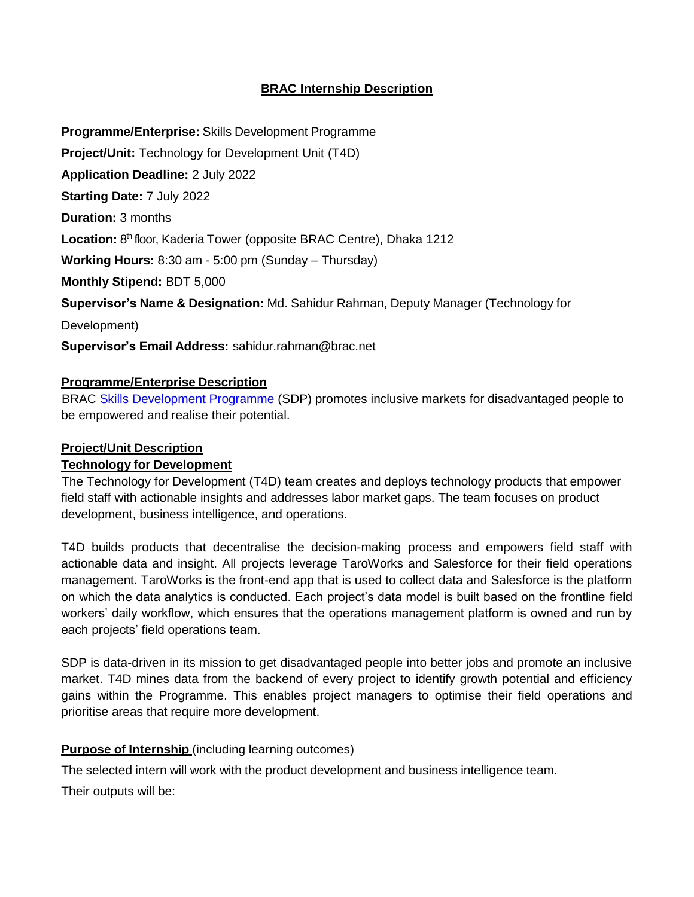# BRAC Internship Description

**Programme/Enterprise:** Skills Development Programme

**Project/Unit:** Technology for Development Unit (T4D)

**Application Deadline:** 2 July 2022

**Starting Date:** 7 July 2022

**Duration:** 3 months

**Location:** 8th floor, Kaderia Tower (opposite BRAC Centre), Dhaka 1212

**Working Hours:** 8:30 am - 5:00 pm (Sunday – Thursday)

**Monthly Stipend:** BDT 5,000

**Supervisor's Name & Designation:** Md. Sahidur Rahman, Deputy Manager (Technology for Development)

**Supervisor's Email Address:** sahidur.rahman@brac.net

## Programme/Enterprise Description

BRAC Skills Development Programme (SDP) promotes inclusive markets for disadvantaged people to be empowered and realise their potential.

## Project/Unit Description

### Technology for Development

The Technology for Development (T4D) team creates and deploys technology products that empower field staff with actionable insights and addresses labor market gaps. The team focuses on product development, business intelligence, and operations.

T4D builds products that decentralise the decision-making process and empowers field staff with actionable data and insight. All projects leverage TaroWorks and Salesforce for their field operations management. TaroWorks is the front-end app that is used to collect data and Salesforce is the platform on which the data analytics is conducted. Each project's data model is built based on the frontline field workers' daily workflow, which ensures that the operations management platform is owned and run by each projects' field operations team.

SDP is data-driven in its mission to get disadvantaged people into better jobs and promote an inclusive market. T4D mines data from the backend of every project to identify growth potential and efficiency gains within the Programme. This enables project managers to optimise their field operations and prioritise areas that require more development.

## Purpose of Internship (including learning outcomes)

The selected intern will work with the product development and business intelligence team.

Their outputs will be: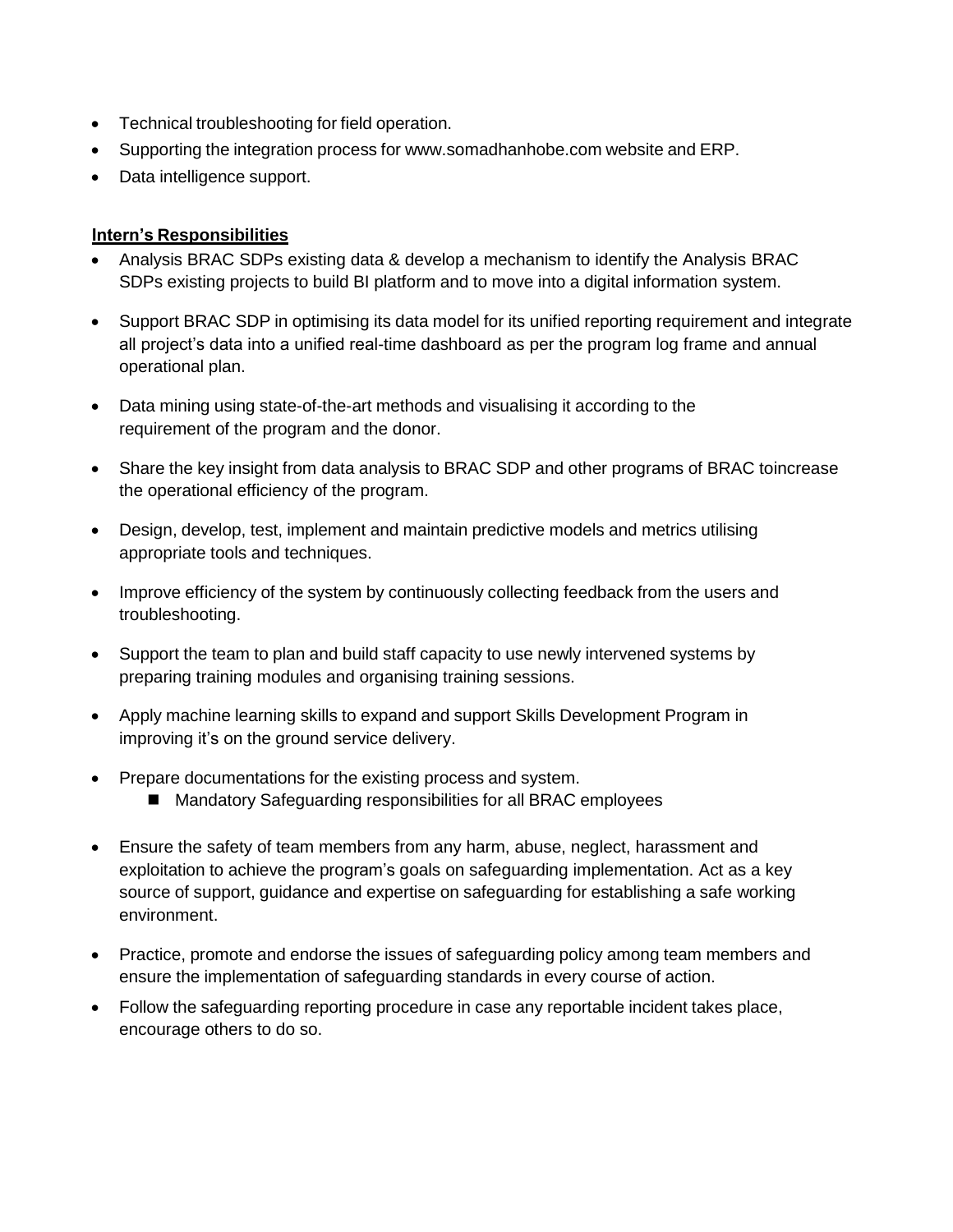- Technical troubleshooting for field operation.
- Supporting the integration process for www.somadhanhobe.com website and ERP.
- Data intelligence support.

**Intern's Responsibilities**

- Analysis BRAC SDPs existing data & develop a mechanism to identify the Analysis BRAC SDPs existing projects to build BI platform and to move into a digital information system.
- Support BRAC SDP in optimising its data model for its unified reporting requirement and integrate all project's data into a unified real-time dashboard as per the program log frame and annual operational plan.
- Data mining using state-of-the-art methods and visualising it according to the requirement of the program and the donor.
- Share the key insight from data analysis to BRAC SDP and other programs of BRAC toincrease the operational efficiency of the program.
- Design, develop, test, implement and maintain predictive models and metrics utilising appropriate tools and techniques.
- Improve efficiency of the system by continuously collecting feedback from the users and troubleshooting.
- Support the team to plan and build staff capacity to use newly intervened systems by preparing training modules and organising training sessions.
- Apply machine learning skills to expand and support Skills Development Program in improving it's on the ground service delivery.
- Prepare documentations for the existing process and system.
  - Mandatory Safeguarding responsibilities for all BRAC employees
- Ensure the safety of team members from any harm, abuse, neglect, harassment and exploitation to achieve the program's goals on safeguarding implementation. Act as a key source of support, guidance and expertise on safeguarding for establishing a safe working environment.
- Practice, promote and endorse the issues of safeguarding policy among team members and ensure the implementation of safeguarding standards in every course of action.
- Follow the safeguarding reporting procedure in case any reportable incident takes place, encourage others to do so.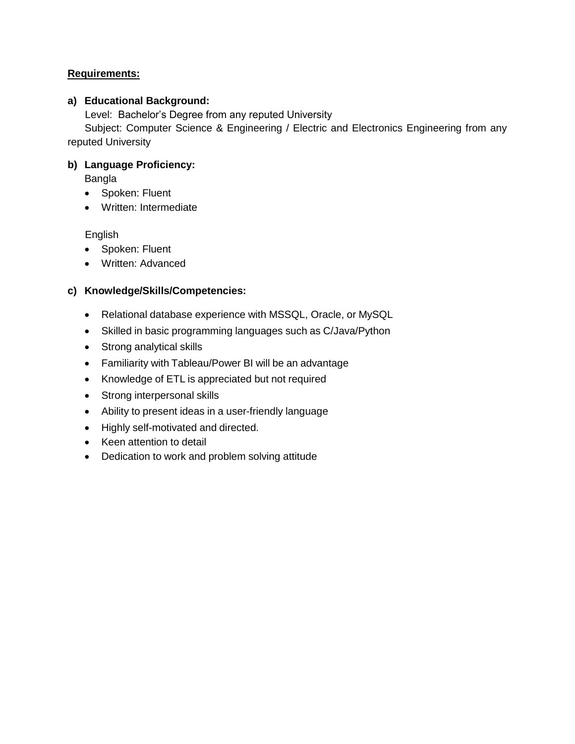**Requirements:**

**a) Educational Background:**

Level: Bachelor's Degree from any reputed University

Subject: Computer Science & Engineering / Electric and Electronics Engineering from any reputed University

**b) Language Proficiency:**

Bangla

- Spoken: Fluent
- Written: Intermediate

English

- Spoken: Fluent
- Written: Advanced

**c) Knowledge/Skills/Competencies:**

- Relational database experience with MSSQL, Oracle, or MySQL
- Skilled in basic programming languages such as C/Java/Python
- Strong analytical skills
- Familiarity with Tableau/Power BI will be an advantage
- Knowledge of ETL is appreciated but not required
- Strong interpersonal skills
- Ability to present ideas in a user-friendly language
- Highly self-motivated and directed.
- Keen attention to detail
- Dedication to work and problem solving attitude